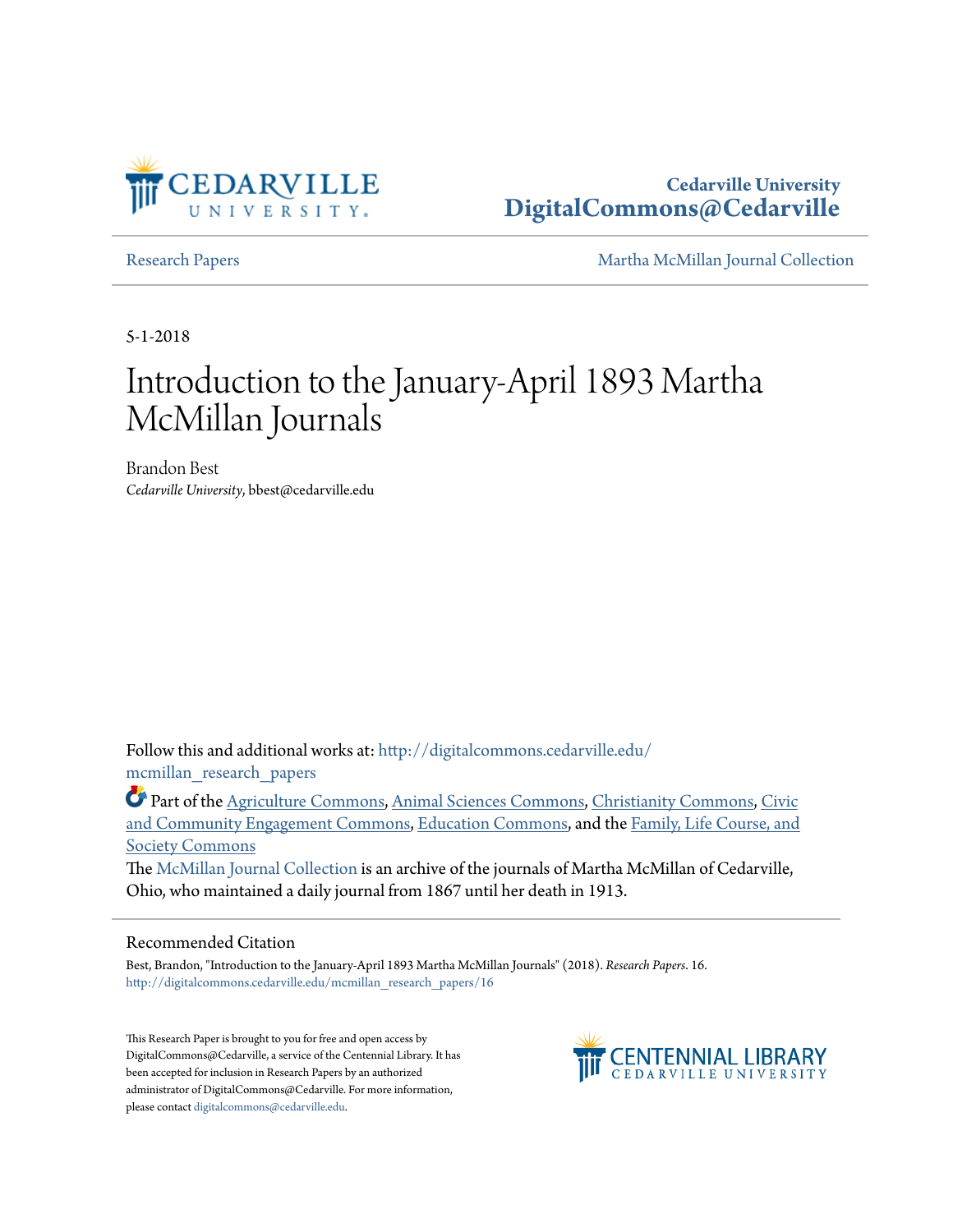Cedarville University
DigitalCommons@Cedarville

Research Papers | Martha McMillan Journal Collection

5-1-2018

# Introduction to the January-April 1893 Martha McMillan Journals

Brandon Best
*Cedarville University*, bbest@cedarville.edu

Follow this and additional works at: http://digitalcommons.cedarville.edu/mcmillan_research_papers

Part of the Agriculture Commons, Animal Sciences Commons, Christianity Commons, Civic and Community Engagement Commons, Education Commons, and the Family, Life Course, and Society Commons

The McMillan Journal Collection is an archive of the journals of Martha McMillan of Cedarville, Ohio, who maintained a daily journal from 1867 until her death in 1913.

## Recommended Citation

Best, Brandon, "Introduction to the January-April 1893 Martha McMillan Journals" (2018). *Research Papers*. 16.
http://digitalcommons.cedarville.edu/mcmillan_research_papers/16

This Research Paper is brought to you for free and open access by DigitalCommons@Cedarville, a service of the Centennial Library. It has been accepted for inclusion in Research Papers by an authorized administrator of DigitalCommons@Cedarville. For more information, please contact digitalcommons@cedarville.edu.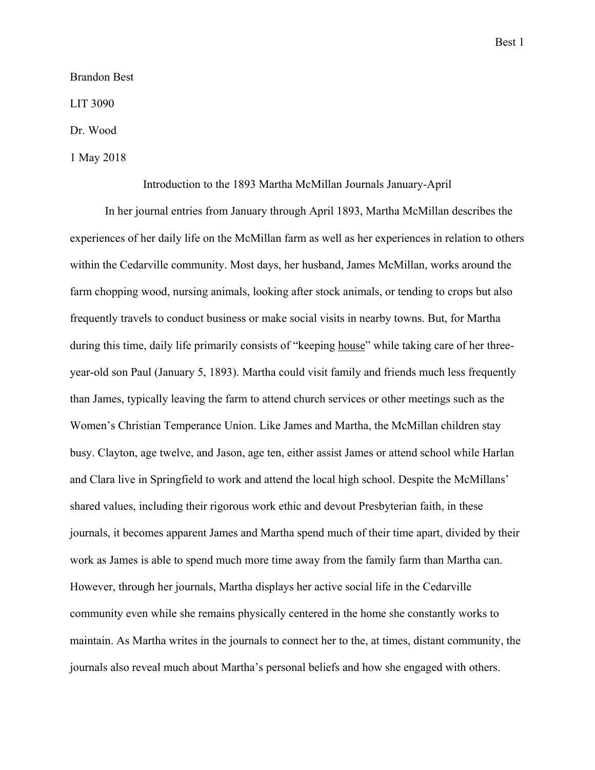Brandon Best

LIT 3090

Dr. Wood

1 May 2018

# Introduction to the 1893 Martha McMillan Journals January-April

In her journal entries from January through April 1893, Martha McMillan describes the experiences of her daily life on the McMillan farm as well as her experiences in relation to others within the Cedarville community. Most days, her husband, James McMillan, works around the farm chopping wood, nursing animals, looking after stock animals, or tending to crops but also frequently travels to conduct business or make social visits in nearby towns. But, for Martha during this time, daily life primarily consists of "keeping house" while taking care of her three-year-old son Paul (January 5, 1893). Martha could visit family and friends much less frequently than James, typically leaving the farm to attend church services or other meetings such as the Women's Christian Temperance Union. Like James and Martha, the McMillan children stay busy. Clayton, age twelve, and Jason, age ten, either assist James or attend school while Harlan and Clara live in Springfield to work and attend the local high school. Despite the McMillans' shared values, including their rigorous work ethic and devout Presbyterian faith, in these journals, it becomes apparent James and Martha spend much of their time apart, divided by their work as James is able to spend much more time away from the family farm than Martha can. However, through her journals, Martha displays her active social life in the Cedarville community even while she remains physically centered in the home she constantly works to maintain. As Martha writes in the journals to connect her to the, at times, distant community, the journals also reveal much about Martha's personal beliefs and how she engaged with others.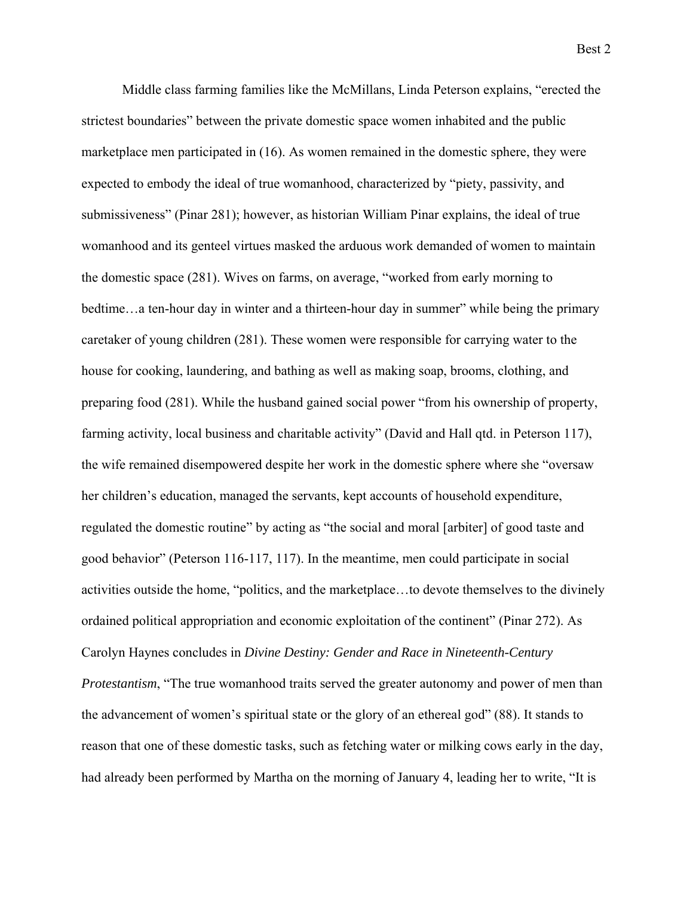Middle class farming families like the McMillans, Linda Peterson explains, "erected the strictest boundaries" between the private domestic space women inhabited and the public marketplace men participated in (16). As women remained in the domestic sphere, they were expected to embody the ideal of true womanhood, characterized by "piety, passivity, and submissiveness" (Pinar 281); however, as historian William Pinar explains, the ideal of true womanhood and its genteel virtues masked the arduous work demanded of women to maintain the domestic space (281). Wives on farms, on average, "worked from early morning to bedtime…a ten-hour day in winter and a thirteen-hour day in summer" while being the primary caretaker of young children (281). These women were responsible for carrying water to the house for cooking, laundering, and bathing as well as making soap, brooms, clothing, and preparing food (281). While the husband gained social power "from his ownership of property, farming activity, local business and charitable activity" (David and Hall qtd. in Peterson 117), the wife remained disempowered despite her work in the domestic sphere where she "oversaw her children's education, managed the servants, kept accounts of household expenditure, regulated the domestic routine" by acting as "the social and moral [arbiter] of good taste and good behavior" (Peterson 116-117, 117). In the meantime, men could participate in social activities outside the home, "politics, and the marketplace…to devote themselves to the divinely ordained political appropriation and economic exploitation of the continent" (Pinar 272). As Carolyn Haynes concludes in *Divine Destiny: Gender and Race in Nineteenth-Century Protestantism*, "The true womanhood traits served the greater autonomy and power of men than the advancement of women's spiritual state or the glory of an ethereal god" (88). It stands to reason that one of these domestic tasks, such as fetching water or milking cows early in the day, had already been performed by Martha on the morning of January 4, leading her to write, "It is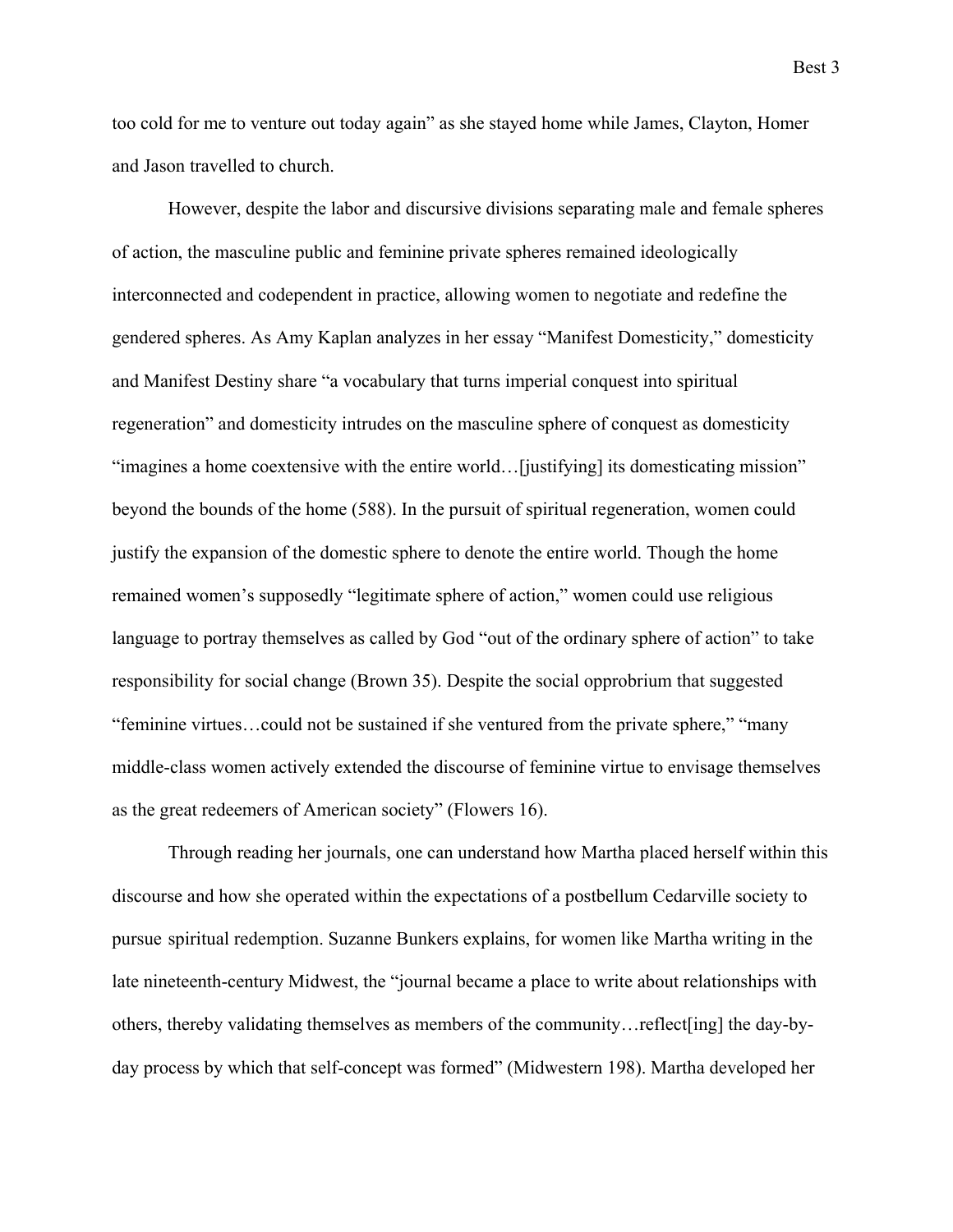too cold for me to venture out today again" as she stayed home while James, Clayton, Homer and Jason travelled to church.

However, despite the labor and discursive divisions separating male and female spheres of action, the masculine public and feminine private spheres remained ideologically interconnected and codependent in practice, allowing women to negotiate and redefine the gendered spheres. As Amy Kaplan analyzes in her essay "Manifest Domesticity," domesticity and Manifest Destiny share "a vocabulary that turns imperial conquest into spiritual regeneration" and domesticity intrudes on the masculine sphere of conquest as domesticity "imagines a home coextensive with the entire world…[justifying] its domesticating mission" beyond the bounds of the home (588). In the pursuit of spiritual regeneration, women could justify the expansion of the domestic sphere to denote the entire world. Though the home remained women's supposedly "legitimate sphere of action," women could use religious language to portray themselves as called by God "out of the ordinary sphere of action" to take responsibility for social change (Brown 35). Despite the social opprobrium that suggested "feminine virtues…could not be sustained if she ventured from the private sphere," "many middle-class women actively extended the discourse of feminine virtue to envisage themselves as the great redeemers of American society" (Flowers 16).

Through reading her journals, one can understand how Martha placed herself within this discourse and how she operated within the expectations of a postbellum Cedarville society to pursue spiritual redemption. Suzanne Bunkers explains, for women like Martha writing in the late nineteenth-century Midwest, the "journal became a place to write about relationships with others, thereby validating themselves as members of the community…reflect[ing] the day-by-day process by which that self-concept was formed" (Midwestern 198). Martha developed her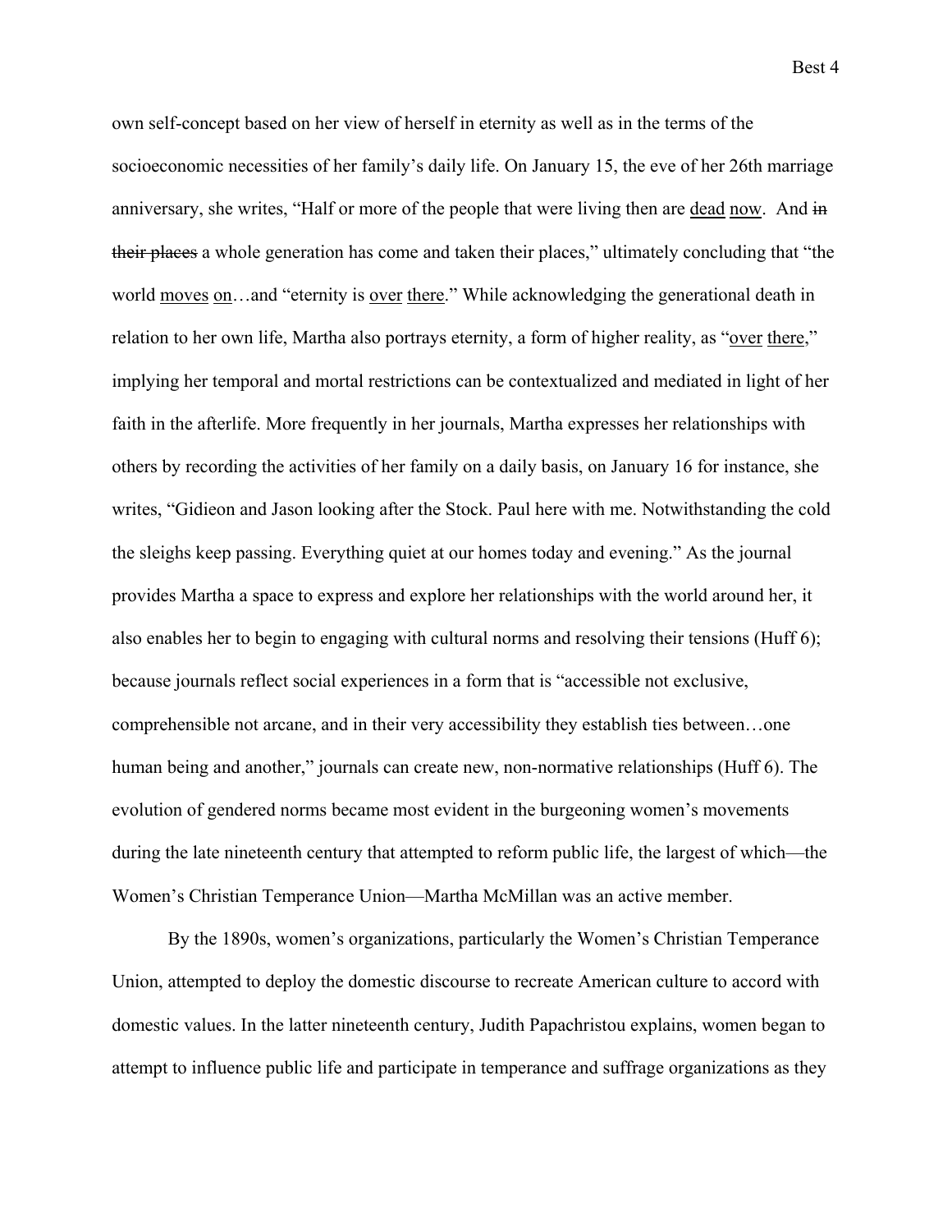own self-concept based on her view of herself in eternity as well as in the terms of the socioeconomic necessities of her family's daily life. On January 15, the eve of her 26th marriage anniversary, she writes, "Half or more of the people that were living then are <u>dead</u> <u>now</u>. And ~~in their places~~ a whole generation has come and taken their places," ultimately concluding that "the world <u>moves</u> <u>on</u>…and "eternity is <u>over</u> <u>there</u>." While acknowledging the generational death in relation to her own life, Martha also portrays eternity, a form of higher reality, as "<u>over</u> <u>there</u>," implying her temporal and mortal restrictions can be contextualized and mediated in light of her faith in the afterlife. More frequently in her journals, Martha expresses her relationships with others by recording the activities of her family on a daily basis, on January 16 for instance, she writes, "Gidieon and Jason looking after the Stock. Paul here with me. Notwithstanding the cold the sleighs keep passing. Everything quiet at our homes today and evening." As the journal provides Martha a space to express and explore her relationships with the world around her, it also enables her to begin to engaging with cultural norms and resolving their tensions (Huff 6); because journals reflect social experiences in a form that is "accessible not exclusive, comprehensible not arcane, and in their very accessibility they establish ties between…one human being and another," journals can create new, non-normative relationships (Huff 6). The evolution of gendered norms became most evident in the burgeoning women's movements during the late nineteenth century that attempted to reform public life, the largest of which—the Women's Christian Temperance Union—Martha McMillan was an active member.

By the 1890s, women's organizations, particularly the Women's Christian Temperance Union, attempted to deploy the domestic discourse to recreate American culture to accord with domestic values. In the latter nineteenth century, Judith Papachristou explains, women began to attempt to influence public life and participate in temperance and suffrage organizations as they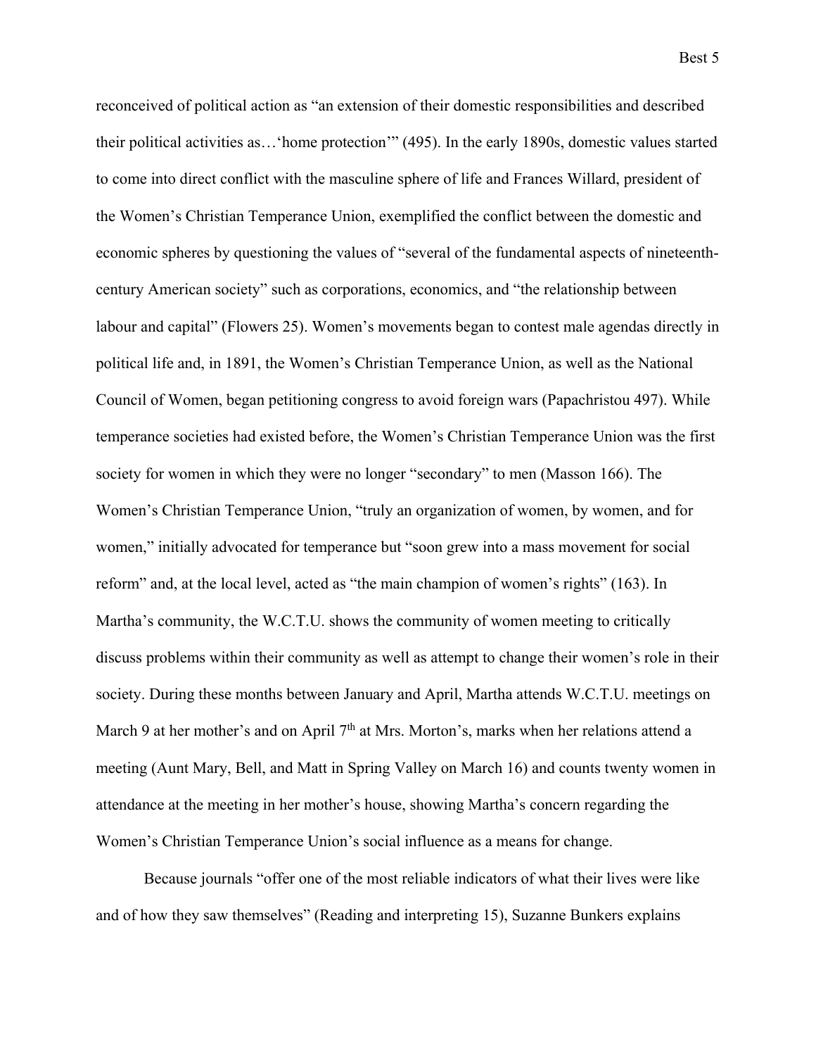reconceived of political action as "an extension of their domestic responsibilities and described their political activities as…'home protection'" (495). In the early 1890s, domestic values started to come into direct conflict with the masculine sphere of life and Frances Willard, president of the Women's Christian Temperance Union, exemplified the conflict between the domestic and economic spheres by questioning the values of "several of the fundamental aspects of nineteenth-century American society" such as corporations, economics, and "the relationship between labour and capital" (Flowers 25). Women's movements began to contest male agendas directly in political life and, in 1891, the Women's Christian Temperance Union, as well as the National Council of Women, began petitioning congress to avoid foreign wars (Papachristou 497). While temperance societies had existed before, the Women's Christian Temperance Union was the first society for women in which they were no longer "secondary" to men (Masson 166). The Women's Christian Temperance Union, "truly an organization of women, by women, and for women," initially advocated for temperance but "soon grew into a mass movement for social reform" and, at the local level, acted as "the main champion of women's rights" (163). In Martha's community, the W.C.T.U. shows the community of women meeting to critically discuss problems within their community as well as attempt to change their women's role in their society. During these months between January and April, Martha attends W.C.T.U. meetings on March 9 at her mother's and on April 7th at Mrs. Morton's, marks when her relations attend a meeting (Aunt Mary, Bell, and Matt in Spring Valley on March 16) and counts twenty women in attendance at the meeting in her mother's house, showing Martha's concern regarding the Women's Christian Temperance Union's social influence as a means for change.

Because journals "offer one of the most reliable indicators of what their lives were like and of how they saw themselves" (Reading and interpreting 15), Suzanne Bunkers explains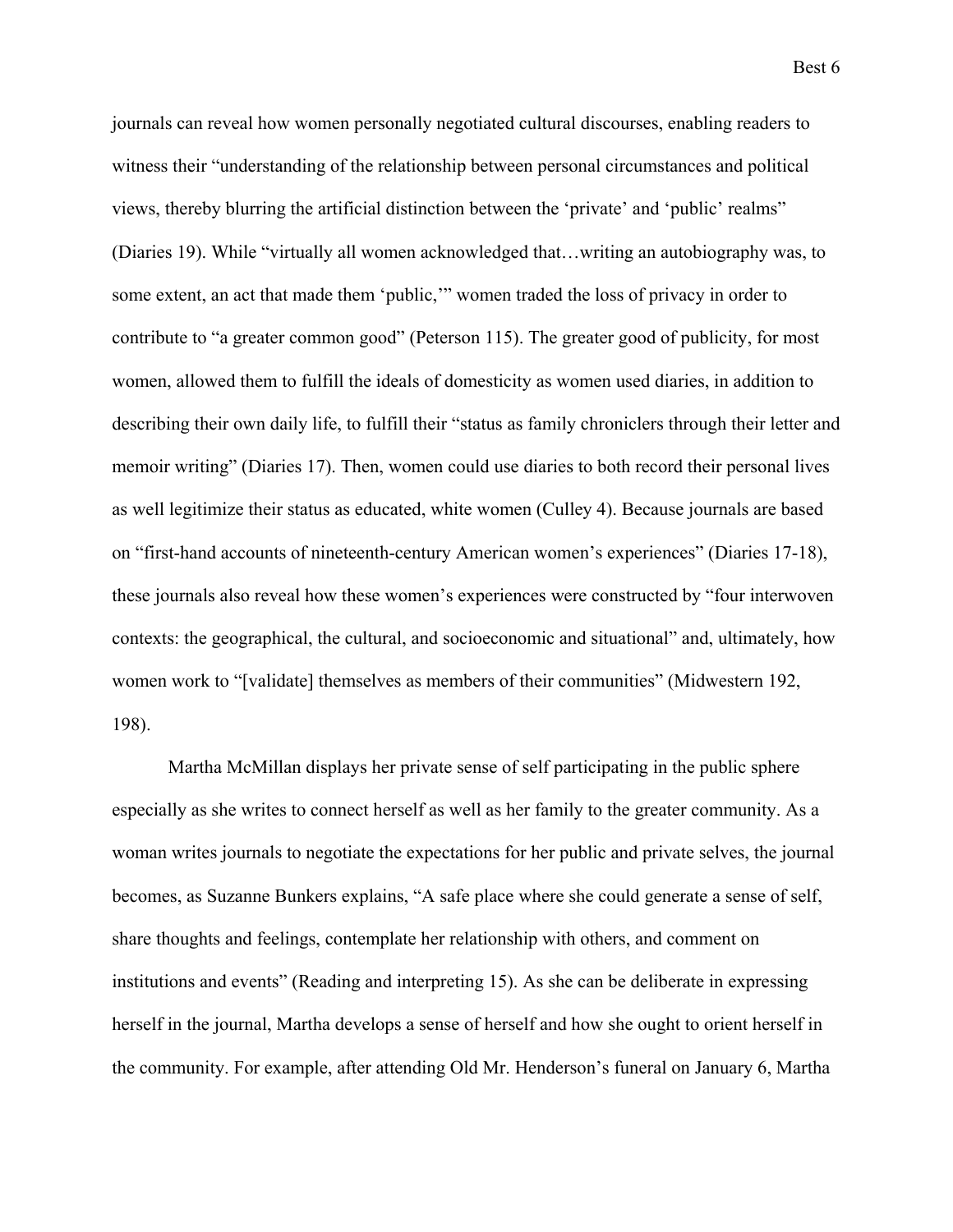journals can reveal how women personally negotiated cultural discourses, enabling readers to witness their "understanding of the relationship between personal circumstances and political views, thereby blurring the artificial distinction between the 'private' and 'public' realms" (Diaries 19). While "virtually all women acknowledged that…writing an autobiography was, to some extent, an act that made them 'public,'" women traded the loss of privacy in order to contribute to "a greater common good" (Peterson 115). The greater good of publicity, for most women, allowed them to fulfill the ideals of domesticity as women used diaries, in addition to describing their own daily life, to fulfill their "status as family chroniclers through their letter and memoir writing" (Diaries 17). Then, women could use diaries to both record their personal lives as well legitimize their status as educated, white women (Culley 4). Because journals are based on "first-hand accounts of nineteenth-century American women's experiences" (Diaries 17-18), these journals also reveal how these women's experiences were constructed by "four interwoven contexts: the geographical, the cultural, and socioeconomic and situational" and, ultimately, how women work to "[validate] themselves as members of their communities" (Midwestern 192, 198).

Martha McMillan displays her private sense of self participating in the public sphere especially as she writes to connect herself as well as her family to the greater community. As a woman writes journals to negotiate the expectations for her public and private selves, the journal becomes, as Suzanne Bunkers explains, "A safe place where she could generate a sense of self, share thoughts and feelings, contemplate her relationship with others, and comment on institutions and events" (Reading and interpreting 15). As she can be deliberate in expressing herself in the journal, Martha develops a sense of herself and how she ought to orient herself in the community. For example, after attending Old Mr. Henderson's funeral on January 6, Martha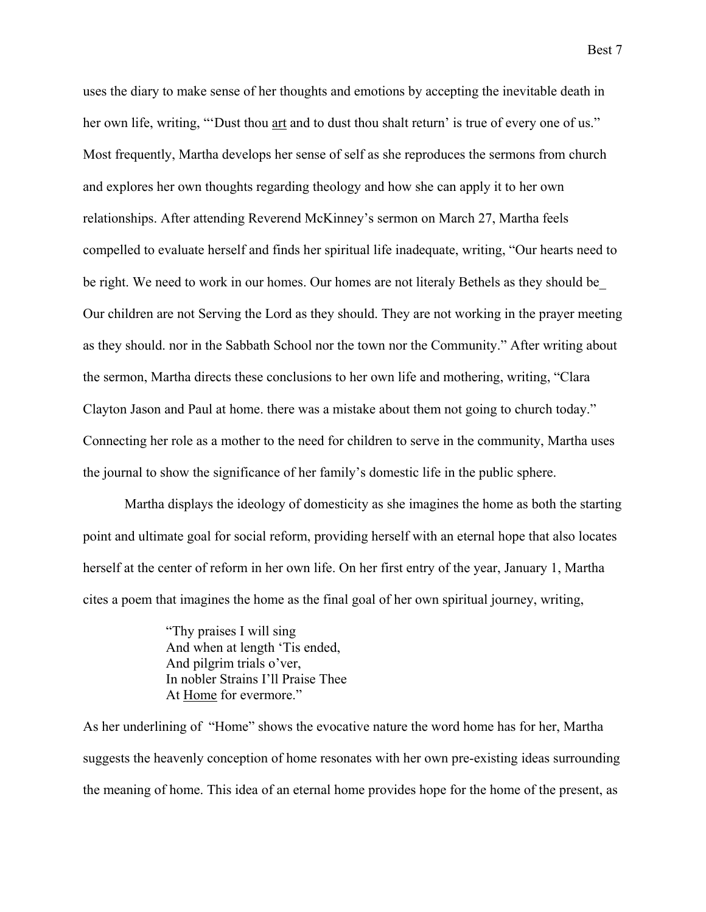uses the diary to make sense of her thoughts and emotions by accepting the inevitable death in her own life, writing, "'Dust thou <u>art</u> and to dust thou shalt return' is true of every one of us." Most frequently, Martha develops her sense of self as she reproduces the sermons from church and explores her own thoughts regarding theology and how she can apply it to her own relationships. After attending Reverend McKinney's sermon on March 27, Martha feels compelled to evaluate herself and finds her spiritual life inadequate, writing, "Our hearts need to be right. We need to work in our homes. Our homes are not literaly Bethels as they should be_ Our children are not Serving the Lord as they should. They are not working in the prayer meeting as they should. nor in the Sabbath School nor the town nor the Community." After writing about the sermon, Martha directs these conclusions to her own life and mothering, writing, "Clara Clayton Jason and Paul at home. there was a mistake about them not going to church today." Connecting her role as a mother to the need for children to serve in the community, Martha uses the journal to show the significance of her family's domestic life in the public sphere.

Martha displays the ideology of domesticity as she imagines the home as both the starting point and ultimate goal for social reform, providing herself with an eternal hope that also locates herself at the center of reform in her own life. On her first entry of the year, January 1, Martha cites a poem that imagines the home as the final goal of her own spiritual journey, writing,

> "Thy praises I will sing
> And when at length 'Tis ended,
> And pilgrim trials o'ver,
> In nobler Strains I'll Praise Thee
> At <u>Home</u> for evermore."

As her underlining of "Home" shows the evocative nature the word home has for her, Martha suggests the heavenly conception of home resonates with her own pre-existing ideas surrounding the meaning of home. This idea of an eternal home provides hope for the home of the present, as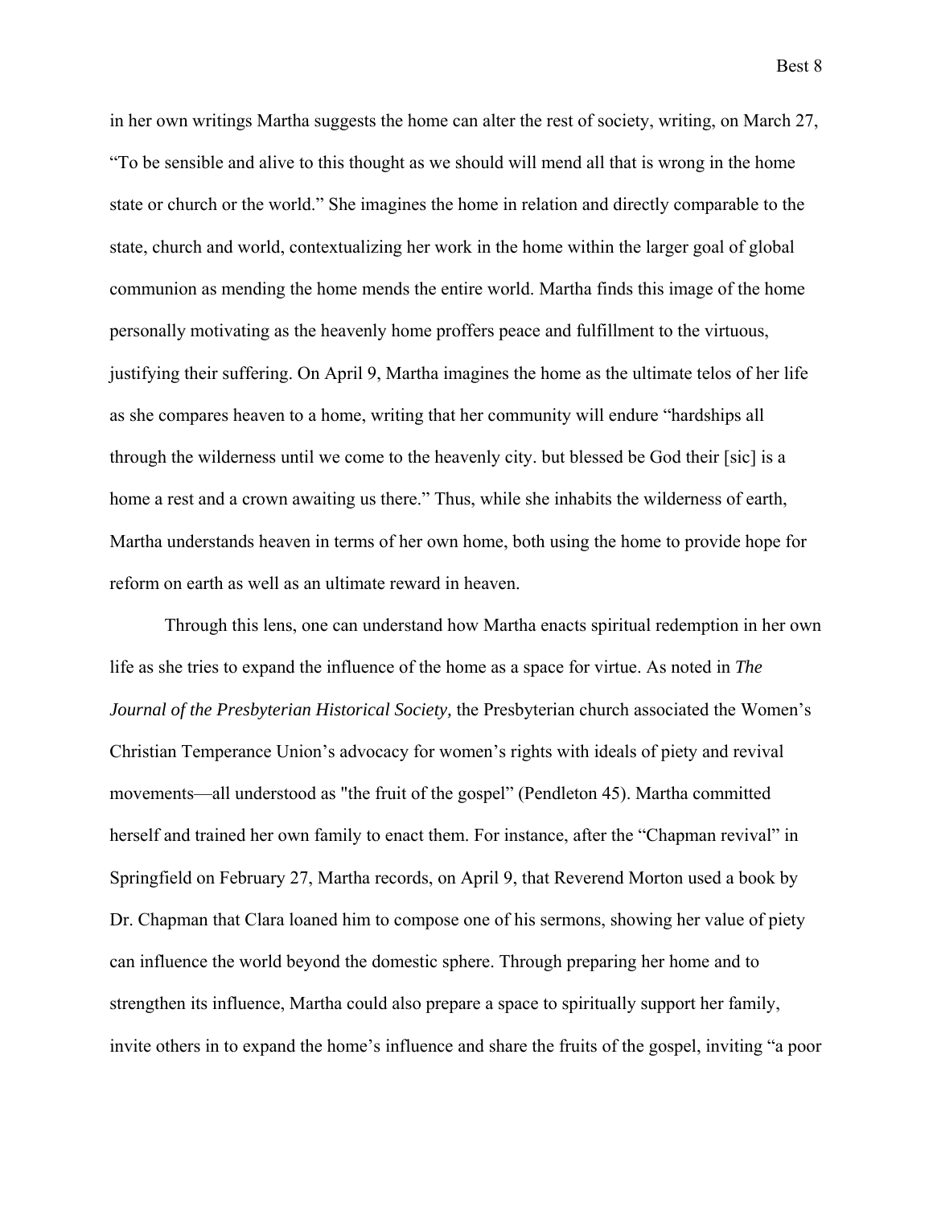in her own writings Martha suggests the home can alter the rest of society, writing, on March 27, "To be sensible and alive to this thought as we should will mend all that is wrong in the home state or church or the world." She imagines the home in relation and directly comparable to the state, church and world, contextualizing her work in the home within the larger goal of global communion as mending the home mends the entire world. Martha finds this image of the home personally motivating as the heavenly home proffers peace and fulfillment to the virtuous, justifying their suffering. On April 9, Martha imagines the home as the ultimate telos of her life as she compares heaven to a home, writing that her community will endure "hardships all through the wilderness until we come to the heavenly city. but blessed be God their [sic] is a home a rest and a crown awaiting us there." Thus, while she inhabits the wilderness of earth, Martha understands heaven in terms of her own home, both using the home to provide hope for reform on earth as well as an ultimate reward in heaven.

Through this lens, one can understand how Martha enacts spiritual redemption in her own life as she tries to expand the influence of the home as a space for virtue. As noted in *The Journal of the Presbyterian Historical Society,* the Presbyterian church associated the Women's Christian Temperance Union's advocacy for women's rights with ideals of piety and revival movements—all understood as "the fruit of the gospel" (Pendleton 45). Martha committed herself and trained her own family to enact them. For instance, after the "Chapman revival" in Springfield on February 27, Martha records, on April 9, that Reverend Morton used a book by Dr. Chapman that Clara loaned him to compose one of his sermons, showing her value of piety can influence the world beyond the domestic sphere. Through preparing her home and to strengthen its influence, Martha could also prepare a space to spiritually support her family, invite others in to expand the home's influence and share the fruits of the gospel, inviting "a poor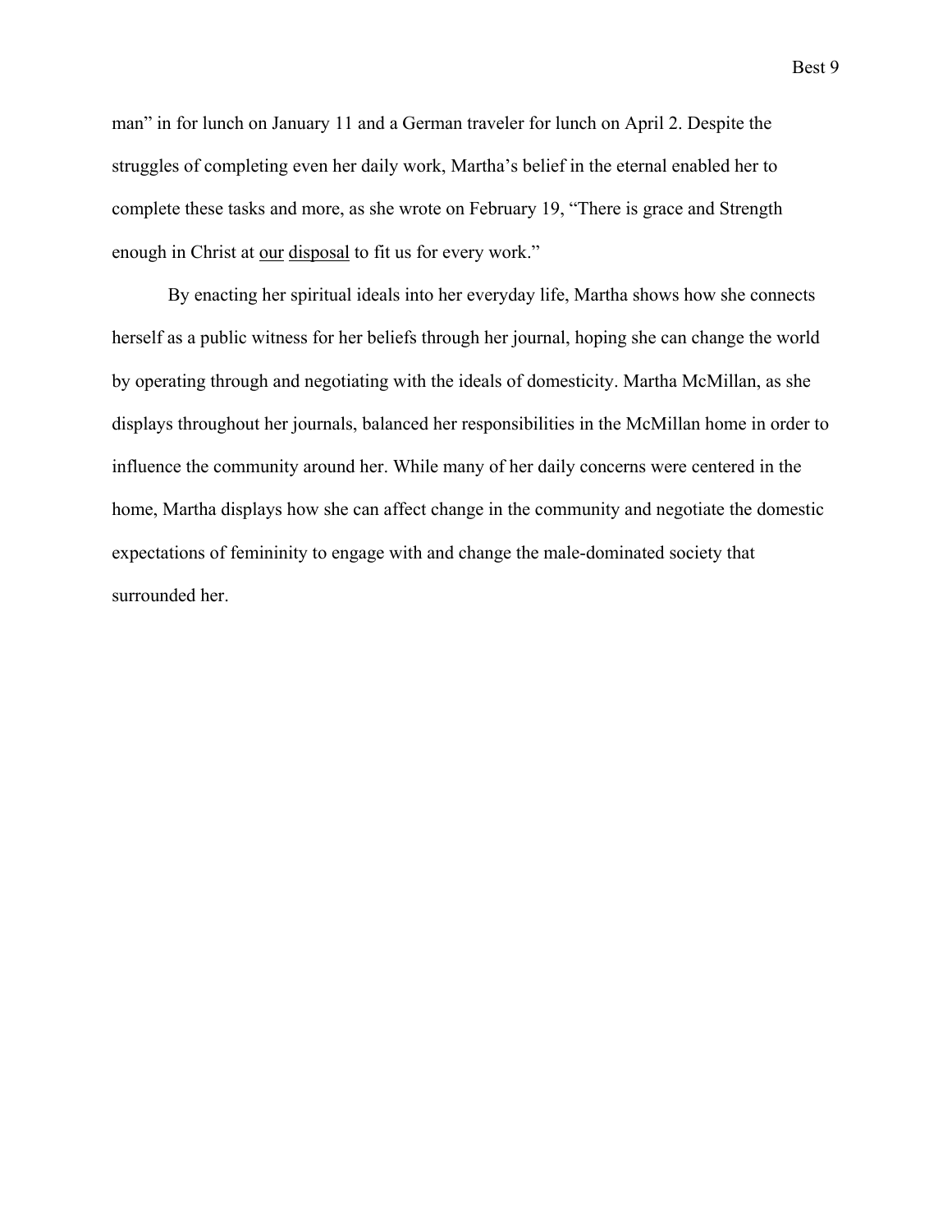man" in for lunch on January 11 and a German traveler for lunch on April 2. Despite the struggles of completing even her daily work, Martha's belief in the eternal enabled her to complete these tasks and more, as she wrote on February 19, "There is grace and Strength enough in Christ at <u>our</u> <u>disposal</u> to fit us for every work."

By enacting her spiritual ideals into her everyday life, Martha shows how she connects herself as a public witness for her beliefs through her journal, hoping she can change the world by operating through and negotiating with the ideals of domesticity. Martha McMillan, as she displays throughout her journals, balanced her responsibilities in the McMillan home in order to influence the community around her. While many of her daily concerns were centered in the home, Martha displays how she can affect change in the community and negotiate the domestic expectations of femininity to engage with and change the male-dominated society that surrounded her.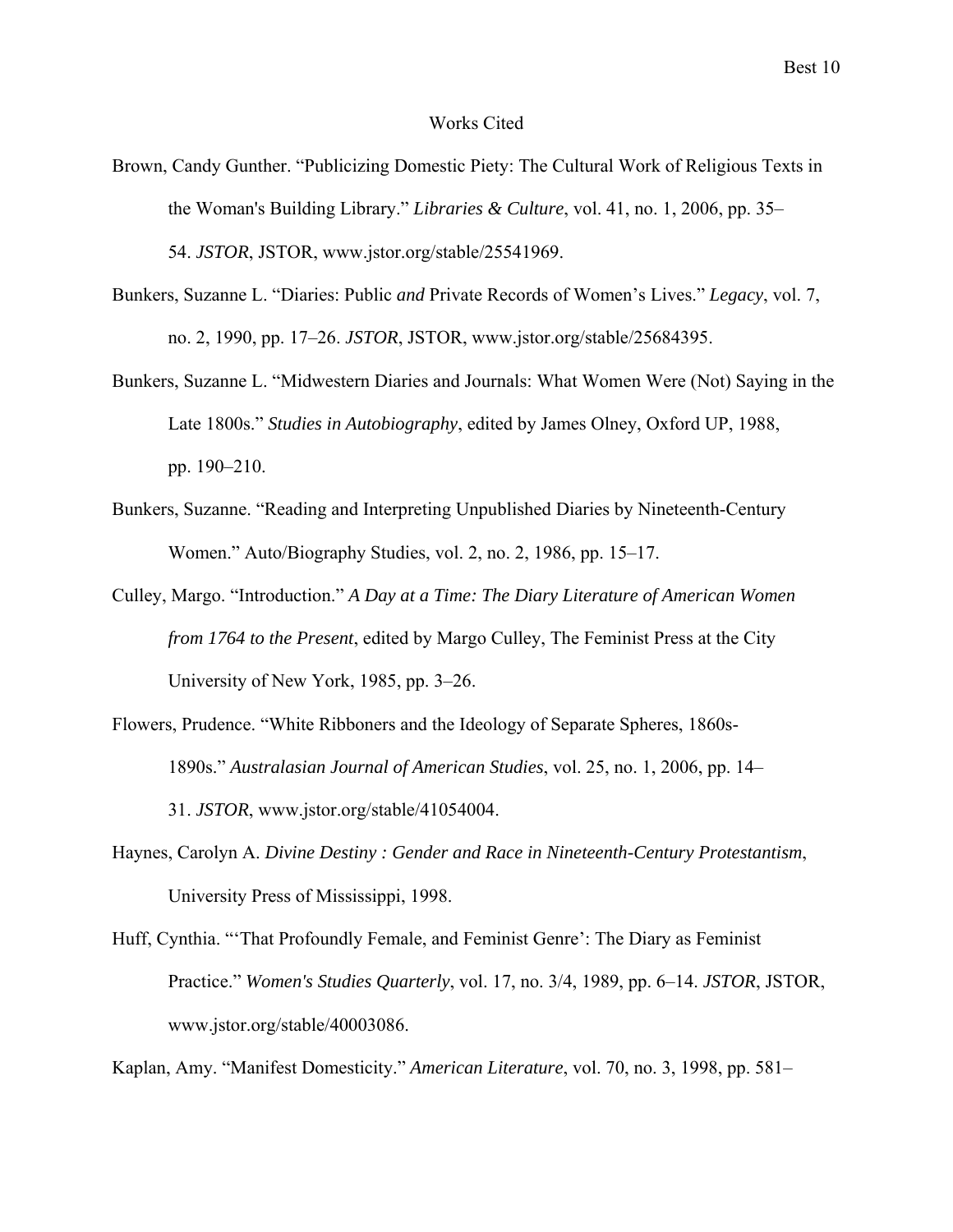# Works Cited

Brown, Candy Gunther. "Publicizing Domestic Piety: The Cultural Work of Religious Texts in the Woman's Building Library." *Libraries & Culture*, vol. 41, no. 1, 2006, pp. 35–54. *JSTOR*, JSTOR, www.jstor.org/stable/25541969.

Bunkers, Suzanne L. "Diaries: Public *and* Private Records of Women's Lives." *Legacy*, vol. 7, no. 2, 1990, pp. 17–26. *JSTOR*, JSTOR, www.jstor.org/stable/25684395.

Bunkers, Suzanne L. "Midwestern Diaries and Journals: What Women Were (Not) Saying in the Late 1800s." *Studies in Autobiography*, edited by James Olney, Oxford UP, 1988, pp. 190–210.

Bunkers, Suzanne. "Reading and Interpreting Unpublished Diaries by Nineteenth-Century Women." Auto/Biography Studies, vol. 2, no. 2, 1986, pp. 15–17.

Culley, Margo. "Introduction." *A Day at a Time: The Diary Literature of American Women from 1764 to the Present*, edited by Margo Culley, The Feminist Press at the City University of New York, 1985, pp. 3–26.

Flowers, Prudence. "White Ribboners and the Ideology of Separate Spheres, 1860s-1890s." *Australasian Journal of American Studies*, vol. 25, no. 1, 2006, pp. 14–31. *JSTOR*, www.jstor.org/stable/41054004.

Haynes, Carolyn A. *Divine Destiny : Gender and Race in Nineteenth-Century Protestantism*, University Press of Mississippi, 1998.

Huff, Cynthia. "'That Profoundly Female, and Feminist Genre': The Diary as Feminist Practice." *Women's Studies Quarterly*, vol. 17, no. 3/4, 1989, pp. 6–14. *JSTOR*, JSTOR, www.jstor.org/stable/40003086.

Kaplan, Amy. "Manifest Domesticity." *American Literature*, vol. 70, no. 3, 1998, pp. 581–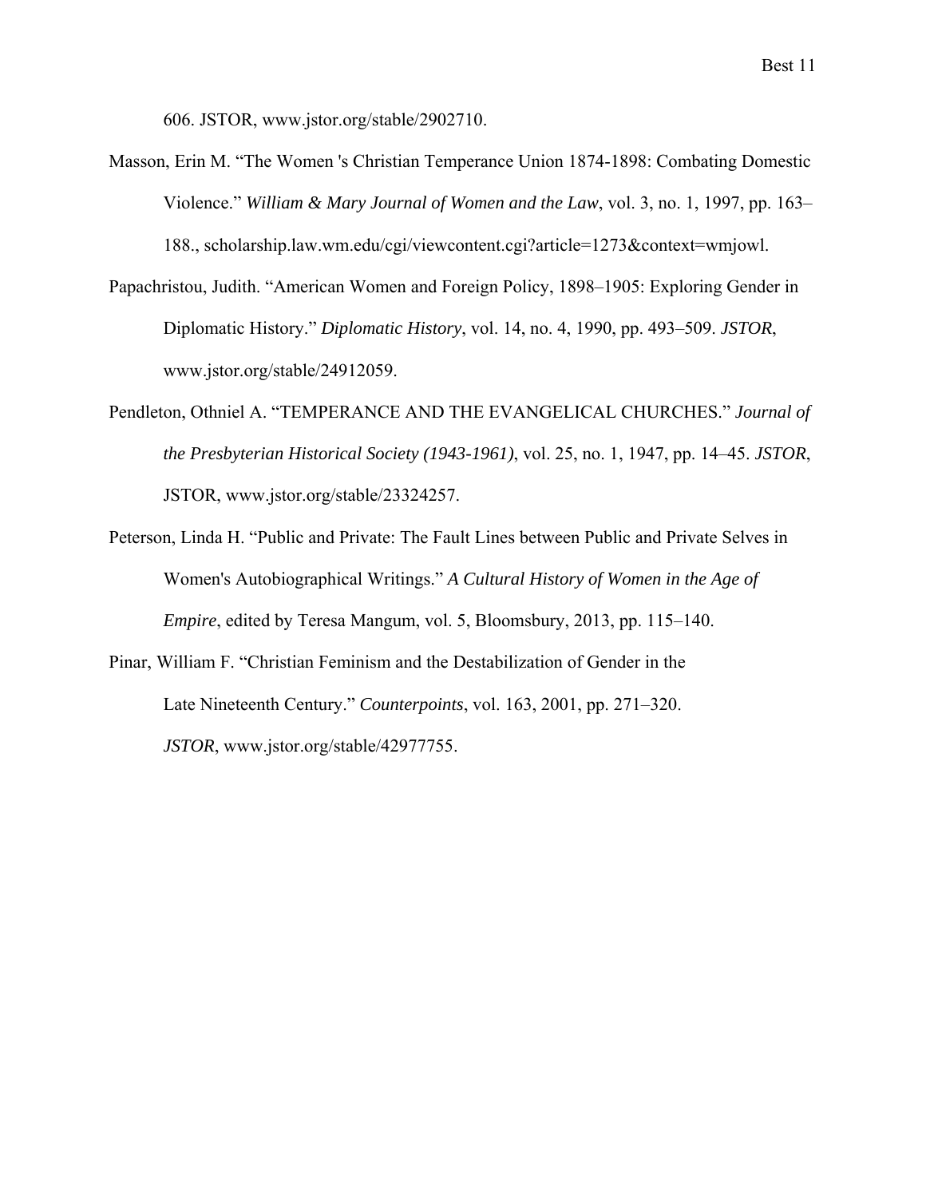606. JSTOR, www.jstor.org/stable/2902710.

Masson, Erin M. "The Women 's Christian Temperance Union 1874-1898: Combating Domestic Violence." *William & Mary Journal of Women and the Law*, vol. 3, no. 1, 1997, pp. 163–188., scholarship.law.wm.edu/cgi/viewcontent.cgi?article=1273&context=wmjowl.

Papachristou, Judith. "American Women and Foreign Policy, 1898–1905: Exploring Gender in Diplomatic History." *Diplomatic History*, vol. 14, no. 4, 1990, pp. 493–509. *JSTOR*, www.jstor.org/stable/24912059.

Pendleton, Othniel A. "TEMPERANCE AND THE EVANGELICAL CHURCHES." *Journal of the Presbyterian Historical Society (1943-1961)*, vol. 25, no. 1, 1947, pp. 14–45. *JSTOR*, JSTOR, www.jstor.org/stable/23324257.

Peterson, Linda H. "Public and Private: The Fault Lines between Public and Private Selves in Women's Autobiographical Writings." *A Cultural History of Women in the Age of Empire*, edited by Teresa Mangum, vol. 5, Bloomsbury, 2013, pp. 115–140.

Pinar, William F. "Christian Feminism and the Destabilization of Gender in the Late Nineteenth Century." *Counterpoints*, vol. 163, 2001, pp. 271–320. *JSTOR*, www.jstor.org/stable/42977755.